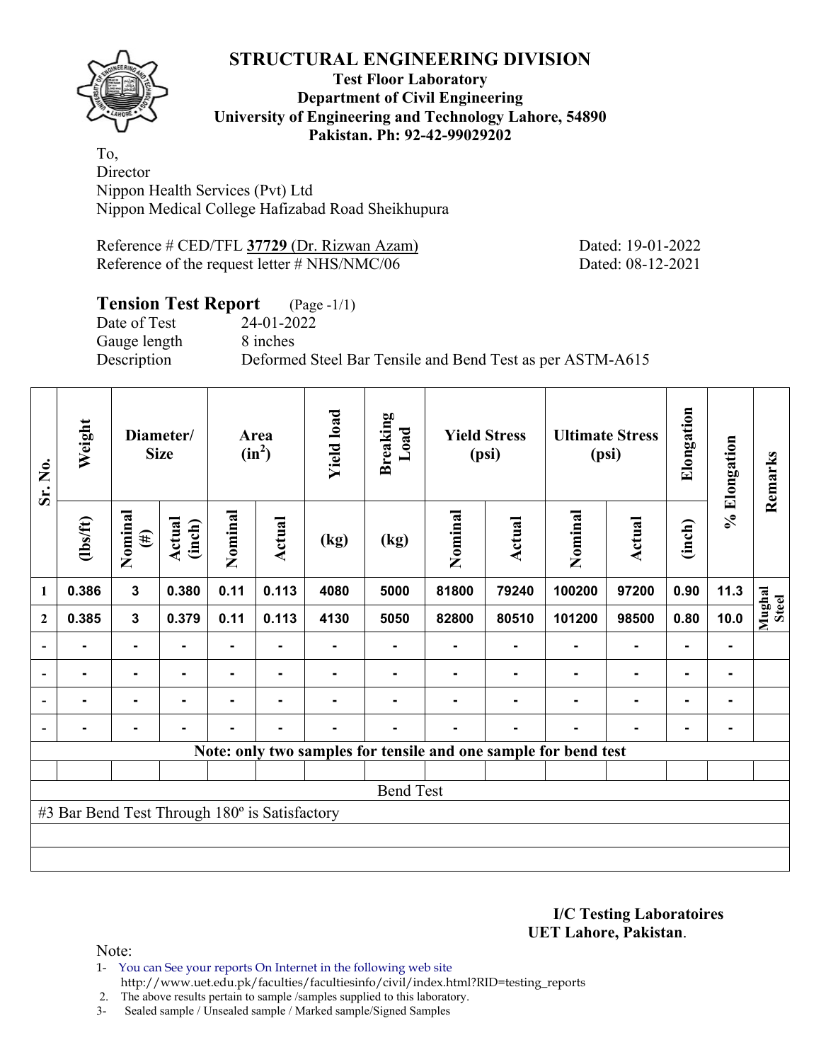# STRUCTURAL ENGINEERING DIVISION

**Test Floor Laboratory**
**Department of Civil Engineering**
**University of Engineering and Technology Lahore, 54890**
**Pakistan. Ph: 92-42-99029202**

To,
Director
Nippon Health Services (Pvt) Ltd
Nippon Medical College Hafizabad Road Sheikhupura

Reference # CED/TFL **37729** (Dr. Rizwan Azam) Dated: 19-01-2022
Reference of the request letter # NHS/NMC/06 Dated: 08-12-2021

## Tension Test Report (Page -1/1)

Date of Test 24-01-2022
Gauge length 8 inches
Description Deformed Steel Bar Tensile and Bend Test as per ASTM-A615

| Sr. No. | Weight | Diameter/ Size | | Area ($in^2$) | | Yield load | Breaking Load | Yield Stress (psi) | | Ultimate Stress (psi) | | Elongation | % Elongation | Remarks |
|---|---|---|---|---|---|---|---|---|---|---|---|---|---|---|
| | (lbs/ft) | Nominal (#) | Actual (inch) | Nominal | Actual | (kg) | (kg) | Nominal | Actual | Nominal | Actual | (inch) | | |
| 1 | 0.386 | 3 | 0.380 | 0.11 | 0.113 | 4080 | 5000 | 81800 | 79240 | 100200 | 97200 | 0.90 | 11.3 | Mughal Steel |
| 2 | 0.385 | 3 | 0.379 | 0.11 | 0.113 | 4130 | 5050 | 82800 | 80510 | 101200 | 98500 | 0.80 | 10.0 | |
| - | - | - | - | - | - | - | - | - | - | - | - | - | - | |
| - | - | - | - | - | - | - | - | - | - | - | - | - | - | |
| - | - | - | - | - | - | - | - | - | - | - | - | - | - | |
| - | - | - | - | - | - | - | - | - | - | - | - | - | - | |

**Note: only two samples for tensile and one sample for bend test**

Bend Test

#3 Bar Bend Test Through 180º is Satisfactory

**I/C Testing Laboratoires**
**UET Lahore, Pakistan**.

Note:

1- You can See your reports On Internet in the following web site
http://www.uet.edu.pk/faculties/facultiesinfo/civil/index.html?RID=testing_reports
2. The above results pertain to sample /samples supplied to this laboratory.
3- Sealed sample / Unsealed sample / Marked sample/Signed Samples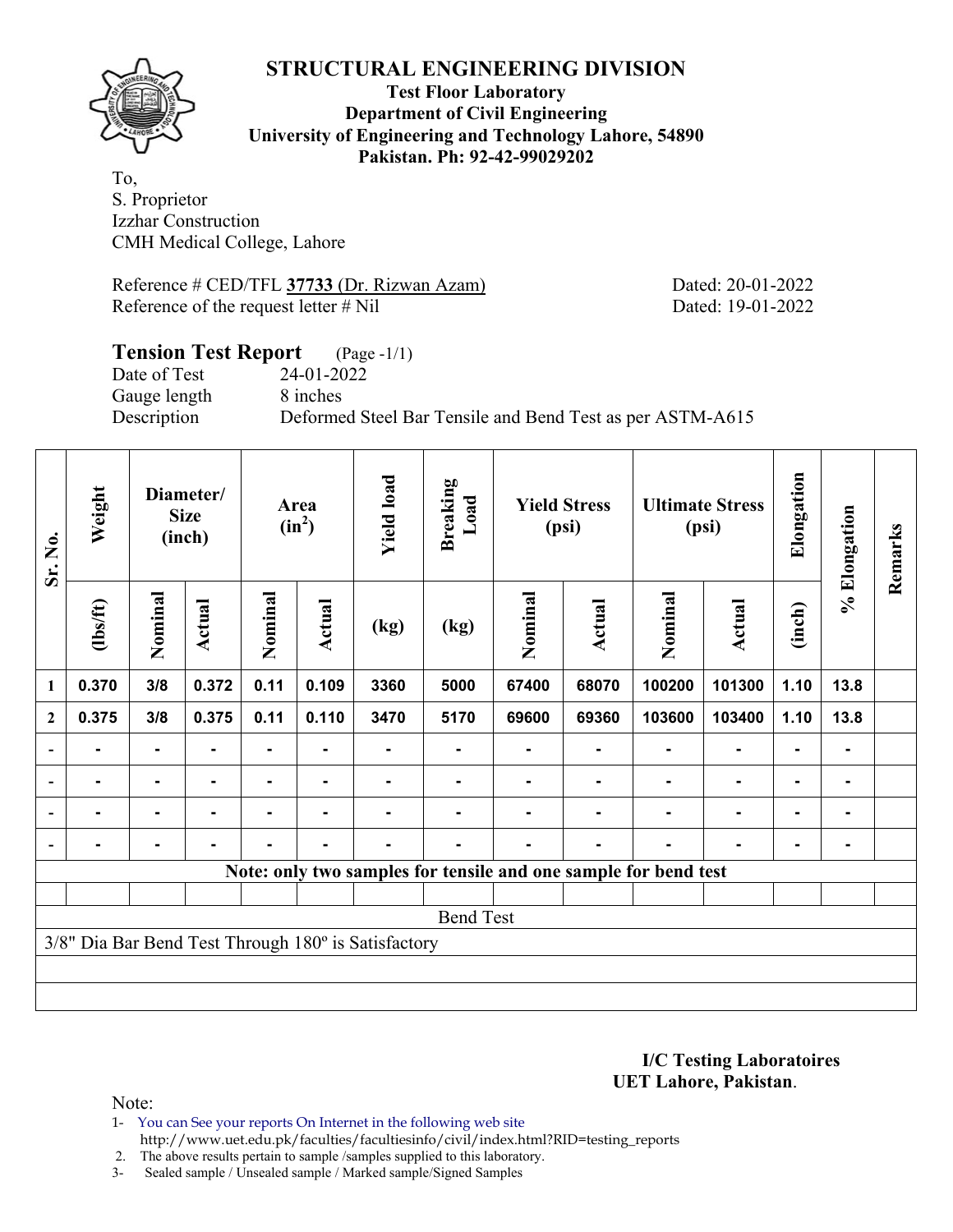# STRUCTURAL ENGINEERING DIVISION

**Test Floor Laboratory**
**Department of Civil Engineering**
**University of Engineering and Technology Lahore, 54890**
**Pakistan. Ph: 92-42-99029202**

To,
S. Proprietor
Izzhar Construction
CMH Medical College, Lahore

Reference # CED/TFL **37733** (Dr. Rizwan Azam) Dated: 20-01-2022
Reference of the request letter # Nil Dated: 19-01-2022

## Tension Test Report (Page -1/1)

Date of Test 24-01-2022
Gauge length 8 inches
Description Deformed Steel Bar Tensile and Bend Test as per ASTM-A615

| Sr. No. | Weight | Diameter/ Size (inch) | | Area ($in^2$) | | Yield load | Breaking Load | Yield Stress (psi) | | Ultimate Stress (psi) | | Elongation | % Elongation | Remarks |
|---|---|---|---|---|---|---|---|---|---|---|---|---|---|---|
| | (lbs/ft) | Nominal | Actual | Nominal | Actual | (kg) | (kg) | Nominal | Actual | Nominal | Actual | (inch) | | |
| 1 | 0.370 | 3/8 | 0.372 | 0.11 | 0.109 | 3360 | 5000 | 67400 | 68070 | 100200 | 101300 | 1.10 | 13.8 | |
| 2 | 0.375 | 3/8 | 0.375 | 0.11 | 0.110 | 3470 | 5170 | 69600 | 69360 | 103600 | 103400 | 1.10 | 13.8 | |
| - | - | - | - | - | - | - | - | - | - | - | - | - | - | |
| - | - | - | - | - | - | - | - | - | - | - | - | - | - | |
| - | - | - | - | - | - | - | - | - | - | - | - | - | - | |
| - | - | - | - | - | - | - | - | - | - | - | - | - | - | |

**Note: only two samples for tensile and one sample for bend test**

Bend Test

3/8" Dia Bar Bend Test Through 180º is Satisfactory

**I/C Testing Laboratoires**
**UET Lahore, Pakistan**.

Note:
1- You can See your reports On Internet in the following web site
http://www.uet.edu.pk/faculties/facultiesinfo/civil/index.html?RID=testing_reports
2. The above results pertain to sample /samples supplied to this laboratory.
3- Sealed sample / Unsealed sample / Marked sample/Signed Samples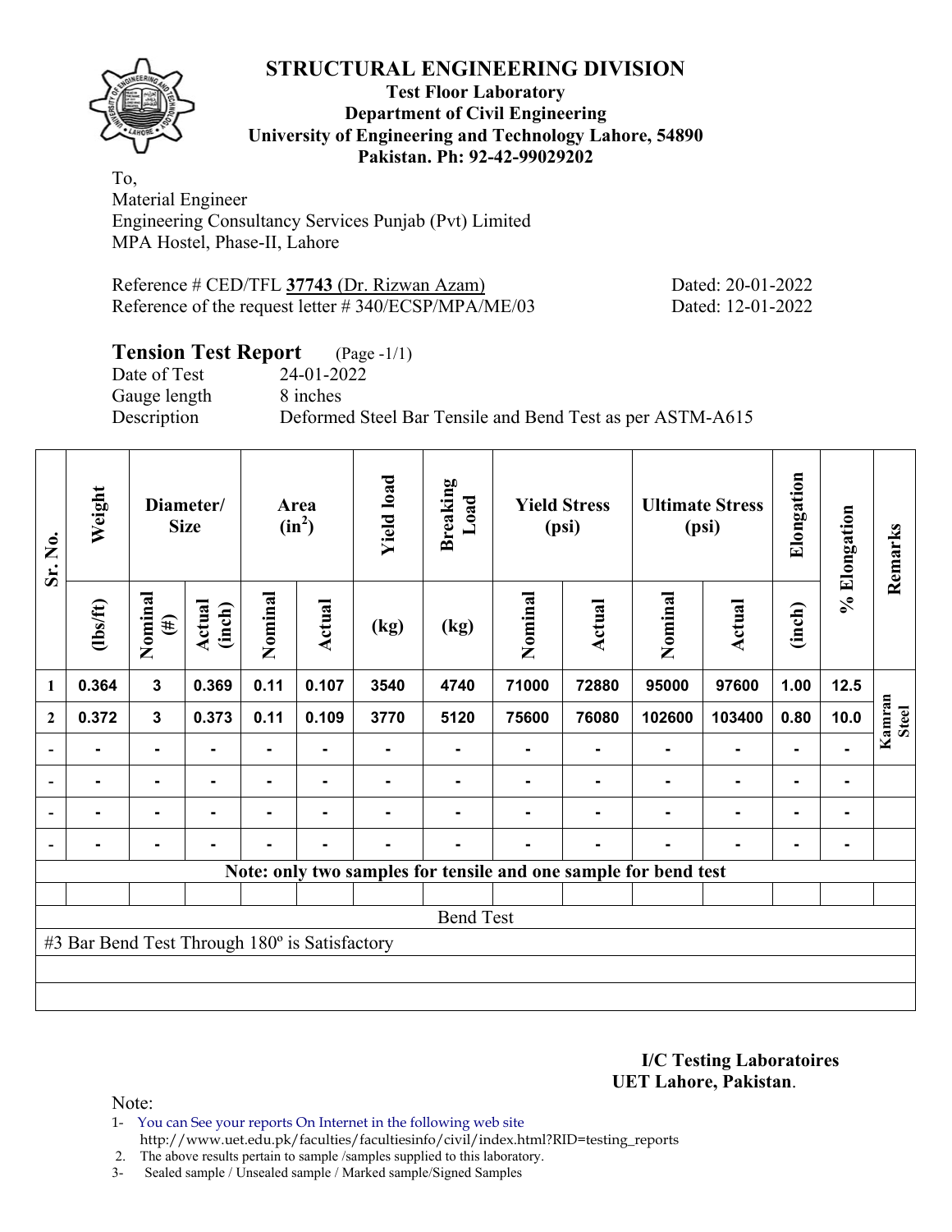# STRUCTURAL ENGINEERING DIVISION

**Test Floor Laboratory**
**Department of Civil Engineering**
**University of Engineering and Technology Lahore, 54890**
**Pakistan. Ph: 92-42-99029202**

To,
Material Engineer
Engineering Consultancy Services Punjab (Pvt) Limited
MPA Hostel, Phase-II, Lahore

Reference # CED/TFL **37743** (Dr. Rizwan Azam) Dated: 20-01-2022
Reference of the request letter # 340/ECSP/MPA/ME/03 Dated: 12-01-2022

## Tension Test Report (Page -1/1)

Date of Test 24-01-2022
Gauge length 8 inches
Description Deformed Steel Bar Tensile and Bend Test as per ASTM-A615

| Sr. No. | Weight | Diameter/ Size | | Area ($in^2$) | | Yield load | Breaking Load | Yield Stress (psi) | | Ultimate Stress (psi) | | Elongation | % Elongation | Remarks |
|---|---|---|---|---|---|---|---|---|---|---|---|---|---|---|
| | (lbs/ft) | Nominal (#) | Actual (inch) | Nominal | Actual | (kg) | (kg) | Nominal | Actual | Nominal | Actual | (inch) | | |
| 1 | 0.364 | 3 | 0.369 | 0.11 | 0.107 | 3540 | 4740 | 71000 | 72880 | 95000 | 97600 | 1.00 | 12.5 | Kamran Steel |
| 2 | 0.372 | 3 | 0.373 | 0.11 | 0.109 | 3770 | 5120 | 75600 | 76080 | 102600 | 103400 | 0.80 | 10.0 | |
| - | - | - | - | - | - | - | - | - | - | - | - | - | - | |
| - | - | - | - | - | - | - | - | - | - | - | - | - | - | |
| - | - | - | - | - | - | - | - | - | - | - | - | - | - | |
| - | - | - | - | - | - | - | - | - | - | - | - | - | - | |

**Note: only two samples for tensile and one sample for bend test**

Bend Test

#3 Bar Bend Test Through 180º is Satisfactory

**I/C Testing Laboratoires**
**UET Lahore, Pakistan**.

Note:

1- You can See your reports On Internet in the following web site
http://www.uet.edu.pk/faculties/facultiesinfo/civil/index.html?RID=testing_reports
2. The above results pertain to sample /samples supplied to this laboratory.
3- Sealed sample / Unsealed sample / Marked sample/Signed Samples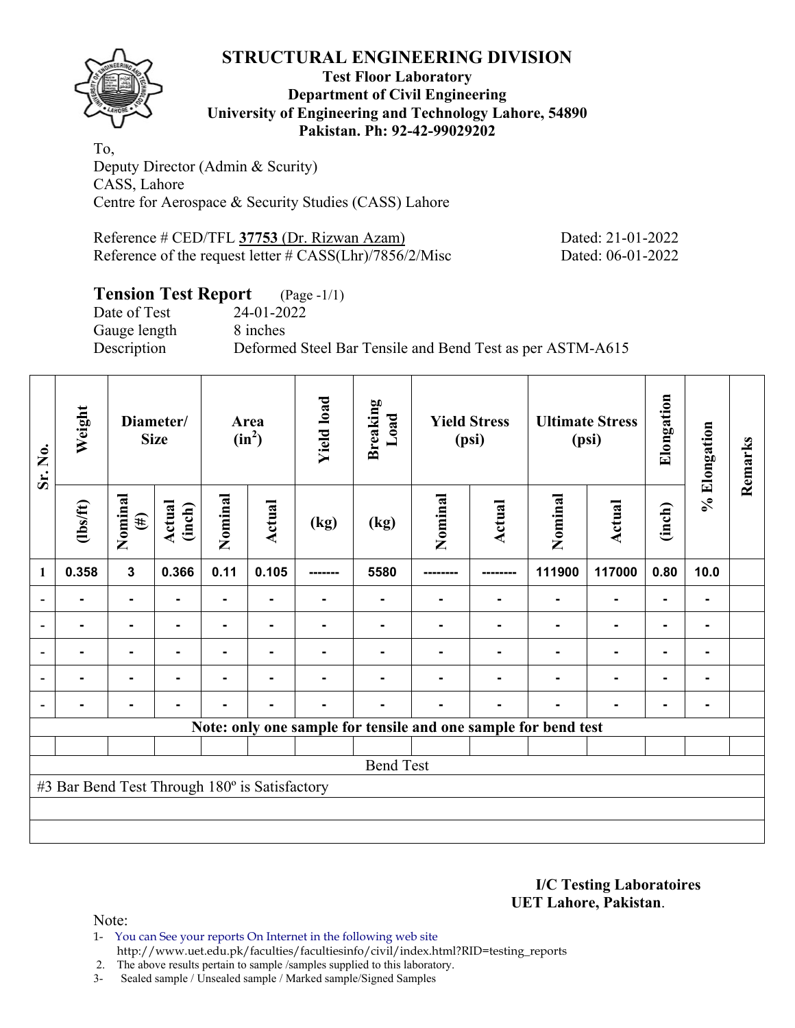# STRUCTURAL ENGINEERING DIVISION

**Test Floor Laboratory**
**Department of Civil Engineering**
**University of Engineering and Technology Lahore, 54890**
**Pakistan. Ph: 92-42-99029202**

To,
Deputy Director (Admin & Scurity)
CASS, Lahore
Centre for Aerospace & Security Studies (CASS) Lahore

Reference # CED/TFL **37753** (Dr. Rizwan Azam) Dated: 21-01-2022
Reference of the request letter # CASS(Lhr)/7856/2/Misc Dated: 06-01-2022

## Tension Test Report (Page -1/1)

Date of Test 24-01-2022
Gauge length 8 inches
Description Deformed Steel Bar Tensile and Bend Test as per ASTM-A615

| Sr. No. | Weight | Diameter/ Size | | Area ($in^2$) | | Yield load | Breaking Load | Yield Stress (psi) | | Ultimate Stress (psi) | | Elongation | % Elongation | Remarks |
|---|---|---|---|---|---|---|---|---|---|---|---|---|---|---|
| | (lbs/ft) | Nominal (#) | Actual (inch) | Nominal | Actual | (kg) | (kg) | Nominal | Actual | Nominal | Actual | (inch) | | |
| 1 | 0.358 | 3 | 0.366 | 0.11 | 0.105 | ------- | 5580 | -------- | -------- | 111900 | 117000 | 0.80 | 10.0 | |
| - | - | - | - | - | - | - | - | - | - | - | - | - | - | |
| - | - | - | - | - | - | - | - | - | - | - | - | - | - | |
| - | - | - | - | - | - | - | - | - | - | - | - | - | - | |
| - | - | - | - | - | - | - | - | - | - | - | - | - | - | |
| - | - | - | - | - | - | - | - | - | - | - | - | - | - | |
| Note: only one sample for tensile and one sample for bend test | | | | | | | | | | | | | | |
| Bend Test | | | | | | | | | | | | | | |
| #3 Bar Bend Test Through 180º is Satisfactory | | | | | | | | | | | | | | |

**I/C Testing Laboratoires**
**UET Lahore, Pakistan**.

Note:

1- You can See your reports On Internet in the following web site
 http://www.uet.edu.pk/faculties/facultiesinfo/civil/index.html?RID=testing_reports
2. The above results pertain to sample /samples supplied to this laboratory.
3- Sealed sample / Unsealed sample / Marked sample/Signed Samples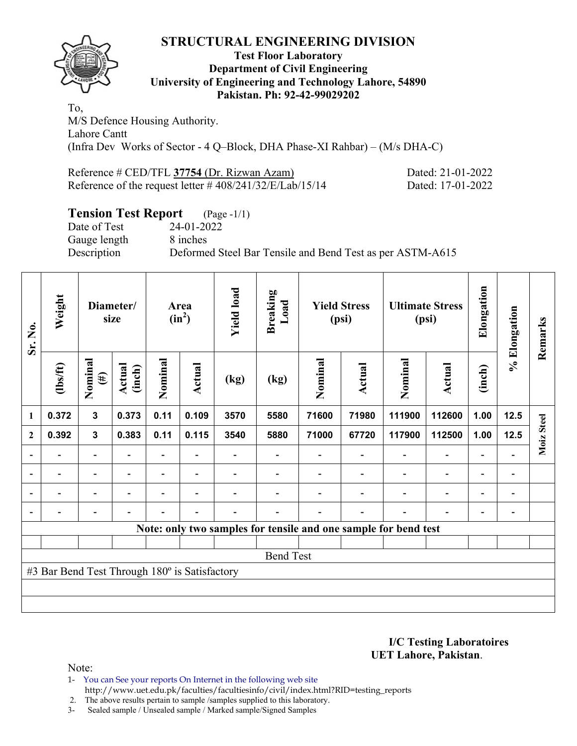# STRUCTURAL ENGINEERING DIVISION

**Test Floor Laboratory**
**Department of Civil Engineering**
**University of Engineering and Technology Lahore, 54890**
**Pakistan. Ph: 92-42-99029202**

To,
M/S Defence Housing Authority.
Lahore Cantt
(Infra Dev Works of Sector - 4 Q–Block, DHA Phase-XI Rahbar) – (M/s DHA-C)

Reference # CED/TFL **37754** (Dr. Rizwan Azam) Dated: 21-01-2022
Reference of the request letter # 408/241/32/E/Lab/15/14 Dated: 17-01-2022

## Tension Test Report (Page -1/1)

Date of Test 24-01-2022
Gauge length 8 inches
Description Deformed Steel Bar Tensile and Bend Test as per ASTM-A615

| Sr. No. | Weight | Diameter/ size | | Area ($in^2$) | | Yield load | Breaking Load | Yield Stress (psi) | | Ultimate Stress (psi) | | Elongation | % Elongation | Remarks |
|---|---|---|---|---|---|---|---|---|---|---|---|---|---|---|
| | (lbs/ft) | Nominal (#) | Actual (inch) | Nominal | Actual | (kg) | (kg) | Nominal | Actual | Nominal | Actual | (inch) | | |
| 1 | 0.372 | 3 | 0.373 | 0.11 | 0.109 | 3570 | 5580 | 71600 | 71980 | 111900 | 112600 | 1.00 | 12.5 | Moiz Steel |
| 2 | 0.392 | 3 | 0.383 | 0.11 | 0.115 | 3540 | 5880 | 71000 | 67720 | 117900 | 112500 | 1.00 | 12.5 | |
| - | - | - | - | - | - | - | - | - | - | - | - | - | - | |
| - | - | - | - | - | - | - | - | - | - | - | - | - | - | |
| - | - | - | - | - | - | - | - | - | - | - | - | - | - | |
| - | - | - | - | - | - | - | - | - | - | - | - | - | - | |
| Note: only two samples for tensile and one sample for bend test | | | | | | | | | | | | | | |
| Bend Test | | | | | | | | | | | | | | |
| #3 Bar Bend Test Through 180º is Satisfactory | | | | | | | | | | | | | | |

**I/C Testing Laboratoires**
**UET Lahore, Pakistan**.

Note:
1- You can See your reports On Internet in the following web site
http://www.uet.edu.pk/faculties/facultiesinfo/civil/index.html?RID=testing_reports
2. The above results pertain to sample /samples supplied to this laboratory.
3- Sealed sample / Unsealed sample / Marked sample/Signed Samples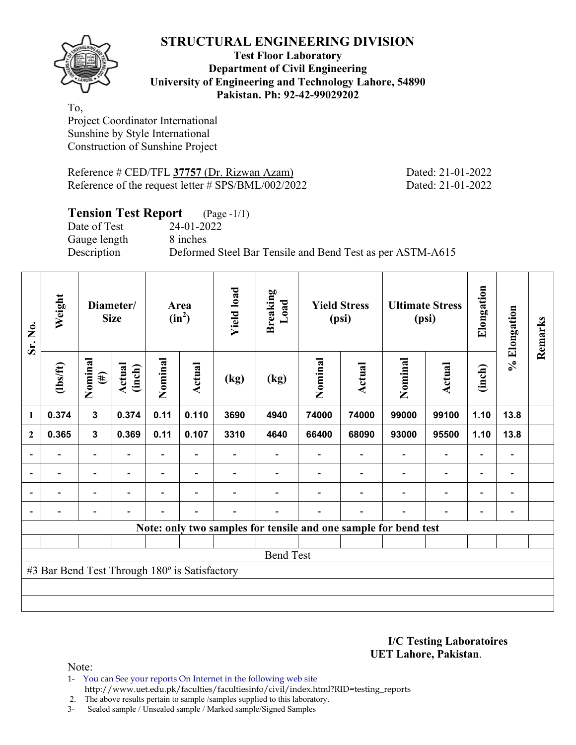# STRUCTURAL ENGINEERING DIVISION

**Test Floor Laboratory**
**Department of Civil Engineering**
**University of Engineering and Technology Lahore, 54890**
**Pakistan. Ph: 92-42-99029202**

To,
Project Coordinator International
Sunshine by Style International
Construction of Sunshine Project

Reference # CED/TFL **37757** (Dr. Rizwan Azam) Dated: 21-01-2022
Reference of the request letter # SPS/BML/002/2022 Dated: 21-01-2022

## Tension Test Report (Page -1/1)

Date of Test 24-01-2022
Gauge length 8 inches
Description Deformed Steel Bar Tensile and Bend Test as per ASTM-A615

| Sr. No. | Weight | Diameter/ Size | | Area ($in^2$) | | Yield load | Breaking Load | Yield Stress (psi) | | Ultimate Stress (psi) | | Elongation | % Elongation | Remarks |
|---|---|---|---|---|---|---|---|---|---|---|---|---|---|---|
| | (lbs/ft) | Nominal (#) | Actual (inch) | Nominal | Actual | (kg) | (kg) | Nominal | Actual | Nominal | Actual | (inch) | | |
| 1 | 0.374 | 3 | 0.374 | 0.11 | 0.110 | 3690 | 4940 | 74000 | 74000 | 99000 | 99100 | 1.10 | 13.8 | |
| 2 | 0.365 | 3 | 0.369 | 0.11 | 0.107 | 3310 | 4640 | 66400 | 68090 | 93000 | 95500 | 1.10 | 13.8 | |
| - | - | - | - | - | - | - | - | - | - | - | - | - | - | |
| - | - | - | - | - | - | - | - | - | - | - | - | - | - | |
| - | - | - | - | - | - | - | - | - | - | - | - | - | - | |
| - | - | - | - | - | - | - | - | - | - | - | - | - | - | |

**Note: only two samples for tensile and one sample for bend test**

Bend Test

#3 Bar Bend Test Through 180º is Satisfactory

**I/C Testing Laboratoires**
**UET Lahore, Pakistan**.

Note:
1- You can See your reports On Internet in the following web site
http://www.uet.edu.pk/faculties/facultiesinfo/civil/index.html?RID=testing_reports
2. The above results pertain to sample /samples supplied to this laboratory.
3- Sealed sample / Unsealed sample / Marked sample/Signed Samples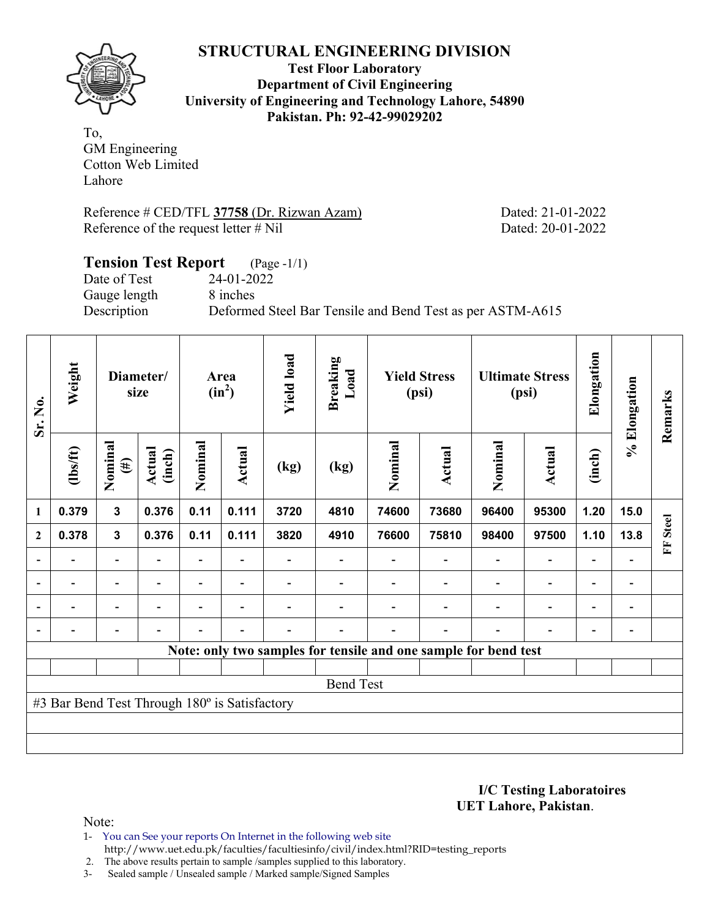# STRUCTURAL ENGINEERING DIVISION

**Test Floor Laboratory**
**Department of Civil Engineering**
**University of Engineering and Technology Lahore, 54890**
**Pakistan. Ph: 92-42-99029202**

To,
GM Engineering
Cotton Web Limited
Lahore

Reference # CED/TFL **37758** (Dr. Rizwan Azam) Dated: 21-01-2022
Reference of the request letter # Nil Dated: 20-01-2022

## Tension Test Report (Page -1/1)

Date of Test 24-01-2022
Gauge length 8 inches
Description Deformed Steel Bar Tensile and Bend Test as per ASTM-A615

| Sr. No. | Weight | Diameter/ size | | Area ($in^2$) | | Yield load | Breaking Load | Yield Stress (psi) | | Ultimate Stress (psi) | | Elongation | % Elongation | Remarks |
|---|---|---|---|---|---|---|---|---|---|---|---|---|---|---|
| | (lbs/ft) | Nominal (#) | Actual (inch) | Nominal | Actual | (kg) | (kg) | Nominal | Actual | Nominal | Actual | (inch) | | |
| 1 | 0.379 | 3 | 0.376 | 0.11 | 0.111 | 3720 | 4810 | 74600 | 73680 | 96400 | 95300 | 1.20 | 15.0 | FF Steel |
| 2 | 0.378 | 3 | 0.376 | 0.11 | 0.111 | 3820 | 4910 | 76600 | 75810 | 98400 | 97500 | 1.10 | 13.8 | |
| - | - | - | - | - | - | - | - | - | - | - | - | - | - | |
| - | - | - | - | - | - | - | - | - | - | - | - | - | - | |
| - | - | - | - | - | - | - | - | - | - | - | - | - | - | |
| - | - | - | - | - | - | - | - | - | - | - | - | - | - | |
| Note: only two samples for tensile and one sample for bend test | | | | | | | | | | | | | | |

**Bend Test**

#3 Bar Bend Test Through 180º is Satisfactory

**I/C Testing Laboratoires**
**UET Lahore, Pakistan**.

Note:

1- You can See your reports On Internet in the following web site
http://www.uet.edu.pk/faculties/facultiesinfo/civil/index.html?RID=testing_reports
2. The above results pertain to sample /samples supplied to this laboratory.
3- Sealed sample / Unsealed sample / Marked sample/Signed Samples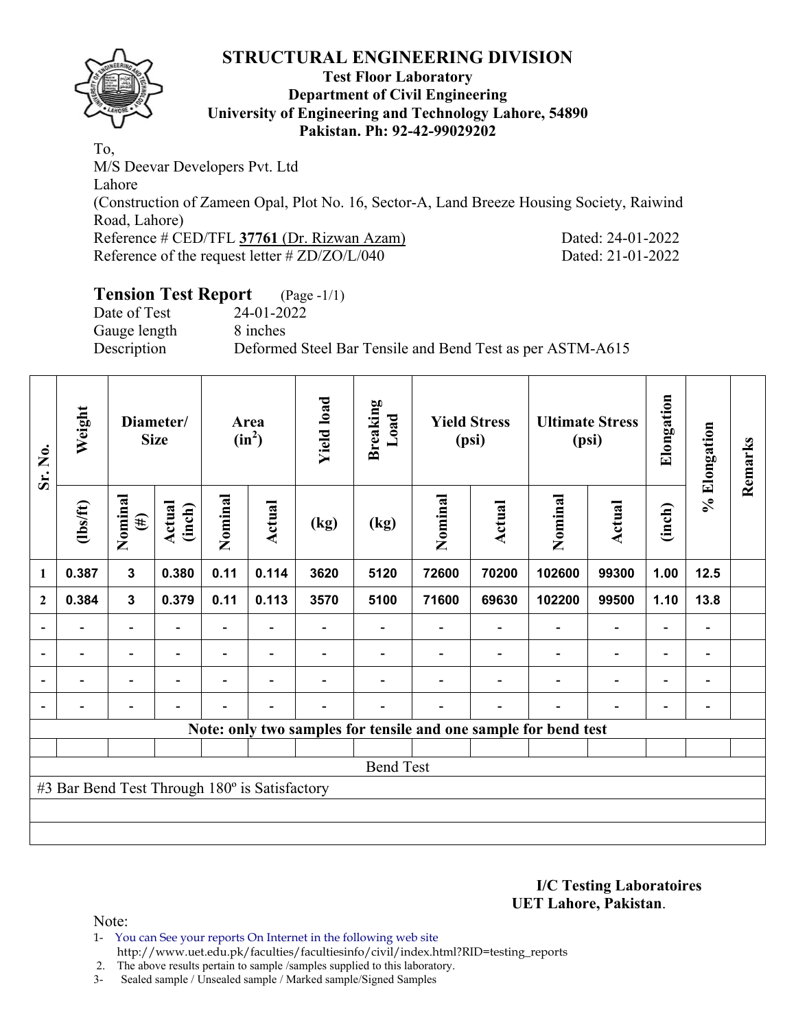# STRUCTURAL ENGINEERING DIVISION

**Test Floor Laboratory**
**Department of Civil Engineering**
**University of Engineering and Technology Lahore, 54890**
**Pakistan. Ph: 92-42-99029202**

To,
M/S Deevar Developers Pvt. Ltd
Lahore
(Construction of Zameen Opal, Plot No. 16, Sector-A, Land Breeze Housing Society, Raiwind Road, Lahore)
Reference # CED/TFL **37761** (Dr. Rizwan Azam) Dated: 24-01-2022
Reference of the request letter # ZD/ZO/L/040 Dated: 21-01-2022

## Tension Test Report (Page -1/1)

Date of Test 24-01-2022
Gauge length 8 inches
Description Deformed Steel Bar Tensile and Bend Test as per ASTM-A615

| Sr. No. | Weight | Diameter/ Size | | Area ($in^2$) | | Yield load | Breaking Load | Yield Stress (psi) | | Ultimate Stress (psi) | | Elongation | % Elongation | Remarks |
|---|---|---|---|---|---|---|---|---|---|---|---|---|---|---|
| | (lbs/ft) | Nominal (#) | Actual (inch) | Nominal | Actual | (kg) | (kg) | Nominal | Actual | Nominal | Actual | (inch) | | |
| 1 | 0.387 | 3 | 0.380 | 0.11 | 0.114 | 3620 | 5120 | 72600 | 70200 | 102600 | 99300 | 1.00 | 12.5 | |
| 2 | 0.384 | 3 | 0.379 | 0.11 | 0.113 | 3570 | 5100 | 71600 | 69630 | 102200 | 99500 | 1.10 | 13.8 | |
| - | - | - | - | - | - | - | - | - | - | - | - | - | - | |
| - | - | - | - | - | - | - | - | - | - | - | - | - | - | |
| - | - | - | - | - | - | - | - | - | - | - | - | - | - | |
| - | - | - | - | - | - | - | - | - | - | - | - | - | - | |
| **Note: only two samples for tensile and one sample for bend test** | | | | | | | | | | | | | | |
| Bend Test | | | | | | | | | | | | | | |
| #3 Bar Bend Test Through 180º is Satisfactory | | | | | | | | | | | | | | |

**I/C Testing Laboratoires**
**UET Lahore, Pakistan**.

Note:
1- You can See your reports On Internet in the following web site
http://www.uet.edu.pk/faculties/facultiesinfo/civil/index.html?RID=testing_reports
2. The above results pertain to sample /samples supplied to this laboratory.
3- Sealed sample / Unsealed sample / Marked sample/Signed Samples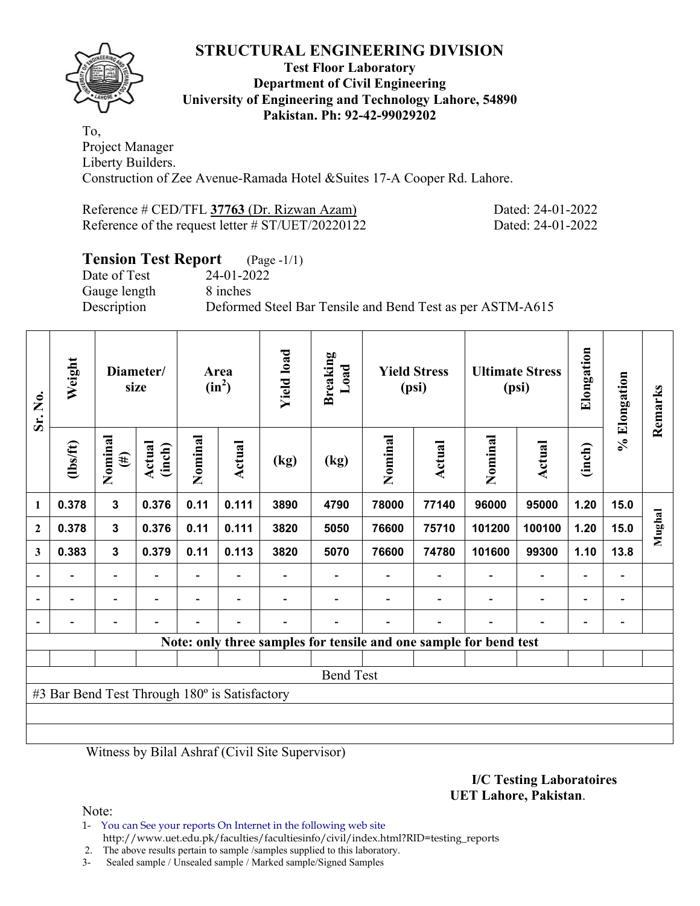# STRUCTURAL ENGINEERING DIVISION

**Test Floor Laboratory**
**Department of Civil Engineering**
**University of Engineering and Technology Lahore, 54890**
**Pakistan. Ph: 92-42-99029202**

To,
Project Manager
Liberty Builders.
Construction of Zee Avenue-Ramada Hotel &Suites 17-A Cooper Rd. Lahore.

Reference # CED/TFL **37763** (Dr. Rizwan Azam) Dated: 24-01-2022
Reference of the request letter # ST/UET/20220122 Dated: 24-01-2022

## Tension Test Report (Page -1/1)

Date of Test 24-01-2022
Gauge length 8 inches
Description Deformed Steel Bar Tensile and Bend Test as per ASTM-A615

| Sr. No. | Weight | Diameter/ size | | Area ($in^2$) | | Yield load | Breaking Load | Yield Stress (psi) | | Ultimate Stress (psi) | | Elongation | % Elongation | Remarks |
|---|---|---|---|---|---|---|---|---|---|---|---|---|---|---|
| | (lbs/ft) | Nominal (#) | Actual (inch) | Nominal | Actual | (kg) | (kg) | Nominal | Actual | Nominal | Actual | (inch) | | |
| 1 | 0.378 | 3 | 0.376 | 0.11 | 0.111 | 3890 | 4790 | 78000 | 77140 | 96000 | 95000 | 1.20 | 15.0 | Mughal |
| 2 | 0.378 | 3 | 0.376 | 0.11 | 0.111 | 3820 | 5050 | 76600 | 75710 | 101200 | 100100 | 1.20 | 15.0 | |
| 3 | 0.383 | 3 | 0.379 | 0.11 | 0.113 | 3820 | 5070 | 76600 | 74780 | 101600 | 99300 | 1.10 | 13.8 | |
| - | - | - | - | - | - | - | - | - | - | - | - | - | - | |
| - | - | - | - | - | - | - | - | - | - | - | - | - | - | |
| - | - | - | - | - | - | - | - | - | - | - | - | - | - | |
| Note: only three samples for tensile and one sample for bend test | | | | | | | | | | | | | | |
| Bend Test | | | | | | | | | | | | | | |
| #3 Bar Bend Test Through 180º is Satisfactory | | | | | | | | | | | | | | |

Witness by Bilal Ashraf (Civil Site Supervisor)

**I/C Testing Laboratoires**
**UET Lahore, Pakistan**.

Note:
1- You can See your reports On Internet in the following web site
http://www.uet.edu.pk/faculties/facultiesinfo/civil/index.html?RID=testing_reports
2. The above results pertain to sample /samples supplied to this laboratory.
3- Sealed sample / Unsealed sample / Marked sample/Signed Samples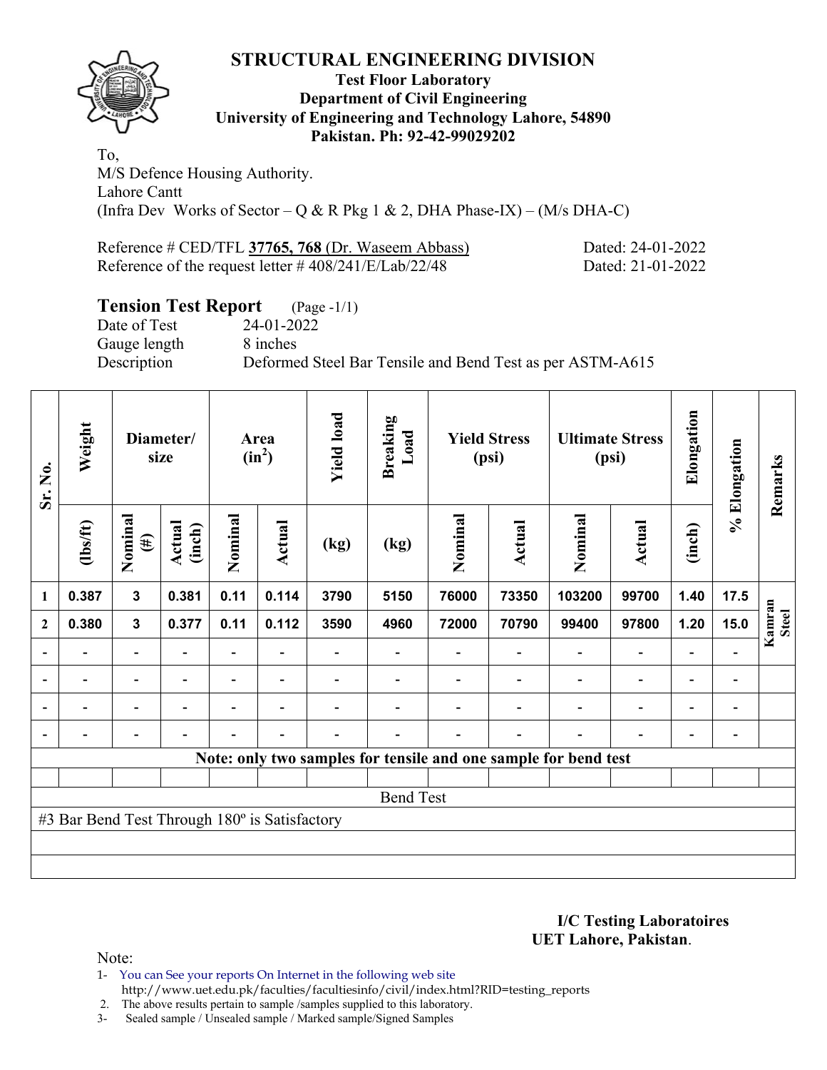# STRUCTURAL ENGINEERING DIVISION

**Test Floor Laboratory**
**Department of Civil Engineering**
**University of Engineering and Technology Lahore, 54890**
**Pakistan. Ph: 92-42-99029202**

To,
M/S Defence Housing Authority.
Lahore Cantt
(Infra Dev Works of Sector – Q & R Pkg 1 & 2, DHA Phase-IX) – (M/s DHA-C)

Reference # CED/TFL **37765, 768** (Dr. Waseem Abbass) Dated: 24-01-2022
Reference of the request letter # 408/241/E/Lab/22/48 Dated: 21-01-2022

## Tension Test Report (Page -1/1)

Date of Test 24-01-2022
Gauge length 8 inches
Description Deformed Steel Bar Tensile and Bend Test as per ASTM-A615

| Sr. No. | Weight | Diameter/ size | | Area ($in^2$) | | Yield load | Breaking Load | Yield Stress (psi) | | Ultimate Stress (psi) | | Elongation | % Elongation | Remarks |
|---|---|---|---|---|---|---|---|---|---|---|---|---|---|---|
| | (lbs/ft) | Nominal (#) | Actual (inch) | Nominal | Actual | (kg) | (kg) | Nominal | Actual | Nominal | Actual | (inch) | | |
| 1 | 0.387 | 3 | 0.381 | 0.11 | 0.114 | 3790 | 5150 | 76000 | 73350 | 103200 | 99700 | 1.40 | 17.5 | Kamran Steel |
| 2 | 0.380 | 3 | 0.377 | 0.11 | 0.112 | 3590 | 4960 | 72000 | 70790 | 99400 | 97800 | 1.20 | 15.0 | |
| - | - | - | - | - | - | - | - | - | - | - | - | - | - | |
| - | - | - | - | - | - | - | - | - | - | - | - | - | - | |
| - | - | - | - | - | - | - | - | - | - | - | - | - | - | |
| - | - | - | - | - | - | - | - | - | - | - | - | - | - | |
| Note: only two samples for tensile and one sample for bend test | | | | | | | | | | | | | | |
| | | | | | | | | | | | | | | |
| Bend Test | | | | | | | | | | | | | | |
| #3 Bar Bend Test Through 180º is Satisfactory | | | | | | | | | | | | | | |

**I/C Testing Laboratoires**
**UET Lahore, Pakistan**.

Note:
1- You can See your reports On Internet in the following web site
http://www.uet.edu.pk/faculties/facultiesinfo/civil/index.html?RID=testing_reports
2. The above results pertain to sample /samples supplied to this laboratory.
3- Sealed sample / Unsealed sample / Marked sample/Signed Samples